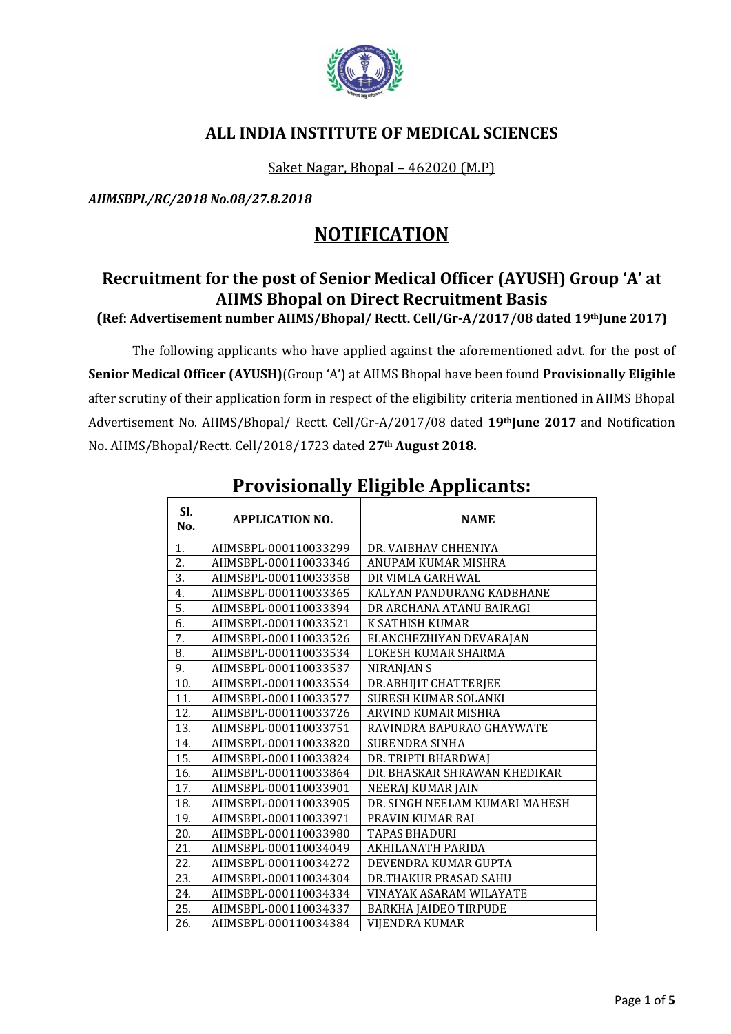# ALL INDIA INSTITUTE OF MEDICAL SCIENCES

Saket Nagar, Bhopal – 462020 (M.P)

*AIIMSBPL/RC/2018 No.08/27.8.2018*

## NOTIFICATION

### Recruitment for the post of Senior Medical Officer (AYUSH) Group 'A' at AIIMS Bhopal on Direct Recruitment Basis

**(Ref: Advertisement number AIIMS/Bhopal/ Rectt. Cell/Gr-A/2017/08 dated 19thJune 2017)**

The following applicants who have applied against the aforementioned advt. for the post of **Senior Medical Officer (AYUSH)**(Group 'A') at AIIMS Bhopal have been found **Provisionally Eligible** after scrutiny of their application form in respect of the eligibility criteria mentioned in AIIMS Bhopal Advertisement No. AIIMS/Bhopal/ Rectt. Cell/Gr-A/2017/08 dated **19thJune 2017** and Notification No. AIIMS/Bhopal/Rectt. Cell/2018/1723 dated **27th August 2018.**

## Provisionally Eligible Applicants:

| Sl. No. | APPLICATION NO. | NAME |
|---|---|---|
| 1. | AIIMSBPL-000110033299 | DR. VAIBHAV CHHENIYA |
| 2. | AIIMSBPL-000110033346 | ANUPAM KUMAR MISHRA |
| 3. | AIIMSBPL-000110033358 | DR VIMLA GARHWAL |
| 4. | AIIMSBPL-000110033365 | KALYAN PANDURANG KADBHANE |
| 5. | AIIMSBPL-000110033394 | DR ARCHANA ATANU BAIRAGI |
| 6. | AIIMSBPL-000110033521 | K SATHISH KUMAR |
| 7. | AIIMSBPL-000110033526 | ELANCHEZHIYAN DEVARAJAN |
| 8. | AIIMSBPL-000110033534 | LOKESH KUMAR SHARMA |
| 9. | AIIMSBPL-000110033537 | NIRANJAN S |
| 10. | AIIMSBPL-000110033554 | DR.ABHIJIT CHATTERJEE |
| 11. | AIIMSBPL-000110033577 | SURESH KUMAR SOLANKI |
| 12. | AIIMSBPL-000110033726 | ARVIND KUMAR MISHRA |
| 13. | AIIMSBPL-000110033751 | RAVINDRA BAPURAO GHAYWATE |
| 14. | AIIMSBPL-000110033820 | SURENDRA SINHA |
| 15. | AIIMSBPL-000110033824 | DR. TRIPTI BHARDWAJ |
| 16. | AIIMSBPL-000110033864 | DR. BHASKAR SHRAWAN KHEDIKAR |
| 17. | AIIMSBPL-000110033901 | NEERAJ KUMAR JAIN |
| 18. | AIIMSBPL-000110033905 | DR. SINGH NEELAM KUMARI MAHESH |
| 19. | AIIMSBPL-000110033971 | PRAVIN KUMAR RAI |
| 20. | AIIMSBPL-000110033980 | TAPAS BHADURI |
| 21. | AIIMSBPL-000110034049 | AKHILANATH PARIDA |
| 22. | AIIMSBPL-000110034272 | DEVENDRA KUMAR GUPTA |
| 23. | AIIMSBPL-000110034304 | DR.THAKUR PRASAD SAHU |
| 24. | AIIMSBPL-000110034334 | VINAYAK ASARAM WILAYATE |
| 25. | AIIMSBPL-000110034337 | BARKHA JAIDEO TIRPUDE |
| 26. | AIIMSBPL-000110034384 | VIJENDRA KUMAR |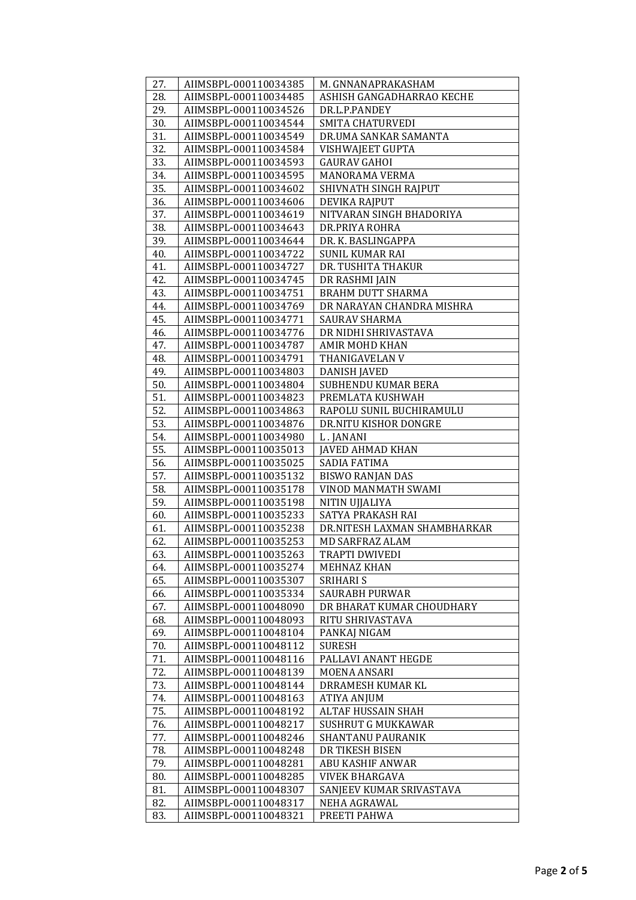| | | |
|---|---|---|
| 27. | AIIMSBPL-000110034385 | M. GNNANAPRAKASHAM |
| 28. | AIIMSBPL-000110034485 | ASHISH GANGADHARRAO KECHE |
| 29. | AIIMSBPL-000110034526 | DR.L.P.PANDEY |
| 30. | AIIMSBPL-000110034544 | SMITA CHATURVEDI |
| 31. | AIIMSBPL-000110034549 | DR.UMA SANKAR SAMANTA |
| 32. | AIIMSBPL-000110034584 | VISHWAJEET GUPTA |
| 33. | AIIMSBPL-000110034593 | GAURAV GAHOI |
| 34. | AIIMSBPL-000110034595 | MANORAMA VERMA |
| 35. | AIIMSBPL-000110034602 | SHIVNATH SINGH RAJPUT |
| 36. | AIIMSBPL-000110034606 | DEVIKA RAJPUT |
| 37. | AIIMSBPL-000110034619 | NITVARAN SINGH BHADORIYA |
| 38. | AIIMSBPL-000110034643 | DR.PRIYA ROHRA |
| 39. | AIIMSBPL-000110034644 | DR. K. BASLINGAPPA |
| 40. | AIIMSBPL-000110034722 | SUNIL KUMAR RAI |
| 41. | AIIMSBPL-000110034727 | DR. TUSHITA THAKUR |
| 42. | AIIMSBPL-000110034745 | DR RASHMI JAIN |
| 43. | AIIMSBPL-000110034751 | BRAHM DUTT SHARMA |
| 44. | AIIMSBPL-000110034769 | DR NARAYAN CHANDRA MISHRA |
| 45. | AIIMSBPL-000110034771 | SAURAV SHARMA |
| 46. | AIIMSBPL-000110034776 | DR NIDHI SHRIVASTAVA |
| 47. | AIIMSBPL-000110034787 | AMIR MOHD KHAN |
| 48. | AIIMSBPL-000110034791 | THANIGAVELAN V |
| 49. | AIIMSBPL-000110034803 | DANISH JAVED |
| 50. | AIIMSBPL-000110034804 | SUBHENDU KUMAR BERA |
| 51. | AIIMSBPL-000110034823 | PREMLATA KUSHWAH |
| 52. | AIIMSBPL-000110034863 | RAPOLU SUNIL BUCHIRAMULU |
| 53. | AIIMSBPL-000110034876 | DR.NITU KISHOR DONGRE |
| 54. | AIIMSBPL-000110034980 | L . JANANI |
| 55. | AIIMSBPL-000110035013 | JAVED AHMAD KHAN |
| 56. | AIIMSBPL-000110035025 | SADIA FATIMA |
| 57. | AIIMSBPL-000110035132 | BISWO RANJAN DAS |
| 58. | AIIMSBPL-000110035178 | VINOD MANMATH SWAMI |
| 59. | AIIMSBPL-000110035198 | NITIN UJJALIYA |
| 60. | AIIMSBPL-000110035233 | SATYA PRAKASH RAI |
| 61. | AIIMSBPL-000110035238 | DR.NITESH LAXMAN SHAMBHARKAR |
| 62. | AIIMSBPL-000110035253 | MD SARFRAZ ALAM |
| 63. | AIIMSBPL-000110035263 | TRAPTI DWIVEDI |
| 64. | AIIMSBPL-000110035274 | MEHNAZ KHAN |
| 65. | AIIMSBPL-000110035307 | SRIHARI S |
| 66. | AIIMSBPL-000110035334 | SAURABH PURWAR |
| 67. | AIIMSBPL-000110048090 | DR BHARAT KUMAR CHOUDHARY |
| 68. | AIIMSBPL-000110048093 | RITU SHRIVASTAVA |
| 69. | AIIMSBPL-000110048104 | PANKAJ NIGAM |
| 70. | AIIMSBPL-000110048112 | SURESH |
| 71. | AIIMSBPL-000110048116 | PALLAVI ANANT HEGDE |
| 72. | AIIMSBPL-000110048139 | MOENA ANSARI |
| 73. | AIIMSBPL-000110048144 | DRRAMESH KUMAR KL |
| 74. | AIIMSBPL-000110048163 | ATIYA ANJUM |
| 75. | AIIMSBPL-000110048192 | ALTAF HUSSAIN SHAH |
| 76. | AIIMSBPL-000110048217 | SUSHRUT G MUKKAWAR |
| 77. | AIIMSBPL-000110048246 | SHANTANU PAURANIK |
| 78. | AIIMSBPL-000110048248 | DR TIKESH BISEN |
| 79. | AIIMSBPL-000110048281 | ABU KASHIF ANWAR |
| 80. | AIIMSBPL-000110048285 | VIVEK BHARGAVA |
| 81. | AIIMSBPL-000110048307 | SANJEEV KUMAR SRIVASTAVA |
| 82. | AIIMSBPL-000110048317 | NEHA AGRAWAL |
| 83. | AIIMSBPL-000110048321 | PREETI PAHWA |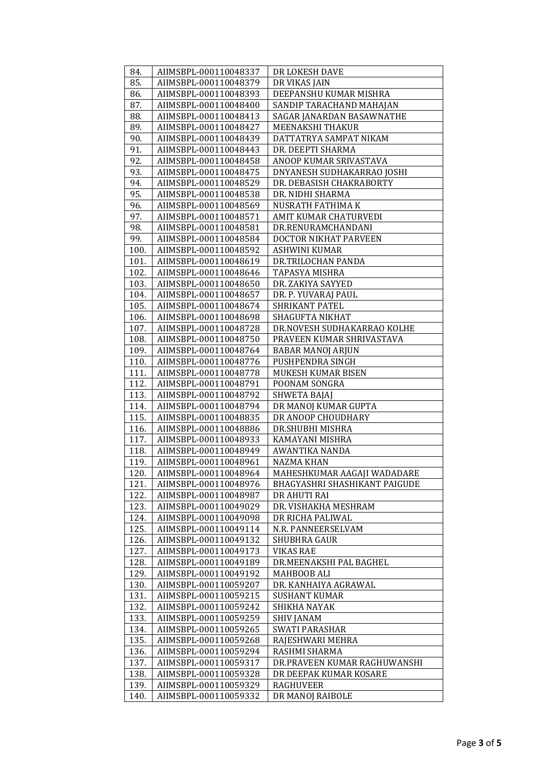| 84. | AIIMSBPL-000110048337 | DR LOKESH DAVE |
|---|---|---|
| 85. | AIIMSBPL-000110048379 | DR VIKAS JAIN |
| 86. | AIIMSBPL-000110048393 | DEEPANSHU KUMAR MISHRA |
| 87. | AIIMSBPL-000110048400 | SANDIP TARACHAND MAHAJAN |
| 88. | AIIMSBPL-000110048413 | SAGAR JANARDAN BASAWNATHE |
| 89. | AIIMSBPL-000110048427 | MEENAKSHI THAKUR |
| 90. | AIIMSBPL-000110048439 | DATTATRYA SAMPAT NIKAM |
| 91. | AIIMSBPL-000110048443 | DR. DEEPTI SHARMA |
| 92. | AIIMSBPL-000110048458 | ANOOP KUMAR SRIVASTAVA |
| 93. | AIIMSBPL-000110048475 | DNYANESH SUDHAKARRAO JOSHI |
| 94. | AIIMSBPL-000110048529 | DR. DEBASISH CHAKRABORTY |
| 95. | AIIMSBPL-000110048538 | DR. NIDHI SHARMA |
| 96. | AIIMSBPL-000110048569 | NUSRATH FATHIMA K |
| 97. | AIIMSBPL-000110048571 | AMIT KUMAR CHATURVEDI |
| 98. | AIIMSBPL-000110048581 | DR.RENURAMCHANDANI |
| 99. | AIIMSBPL-000110048584 | DOCTOR NIKHAT PARVEEN |
| 100. | AIIMSBPL-000110048592 | ASHWINI KUMAR |
| 101. | AIIMSBPL-000110048619 | DR.TRILOCHAN PANDA |
| 102. | AIIMSBPL-000110048646 | TAPASYA MISHRA |
| 103. | AIIMSBPL-000110048650 | DR. ZAKIYA SAYYED |
| 104. | AIIMSBPL-000110048657 | DR. P. YUVARAJ PAUL |
| 105. | AIIMSBPL-000110048674 | SHRIKANT PATEL |
| 106. | AIIMSBPL-000110048698 | SHAGUFTA NIKHAT |
| 107. | AIIMSBPL-000110048728 | DR.NOVESH SUDHAKARRAO KOLHE |
| 108. | AIIMSBPL-000110048750 | PRAVEEN KUMAR SHRIVASTAVA |
| 109. | AIIMSBPL-000110048764 | BABAR MANOJ ARJUN |
| 110. | AIIMSBPL-000110048776 | PUSHPENDRA SINGH |
| 111. | AIIMSBPL-000110048778 | MUKESH KUMAR BISEN |
| 112. | AIIMSBPL-000110048791 | POONAM SONGRA |
| 113. | AIIMSBPL-000110048792 | SHWETA BAJAJ |
| 114. | AIIMSBPL-000110048794 | DR MANOJ KUMAR GUPTA |
| 115. | AIIMSBPL-000110048835 | DR ANOOP CHOUDHARY |
| 116. | AIIMSBPL-000110048886 | DR.SHUBHI MISHRA |
| 117. | AIIMSBPL-000110048933 | KAMAYANI MISHRA |
| 118. | AIIMSBPL-000110048949 | AWANTIKA NANDA |
| 119. | AIIMSBPL-000110048961 | NAZMA KHAN |
| 120. | AIIMSBPL-000110048964 | MAHESHKUMAR AAGAJI WADADARE |
| 121. | AIIMSBPL-000110048976 | BHAGYASHRI SHASHIKANT PAIGUDE |
| 122. | AIIMSBPL-000110048987 | DR AHUTI RAI |
| 123. | AIIMSBPL-000110049029 | DR. VISHAKHA MESHRAM |
| 124. | AIIMSBPL-000110049098 | DR RICHA PALIWAL |
| 125. | AIIMSBPL-000110049114 | N.R. PANNEERSELVAM |
| 126. | AIIMSBPL-000110049132 | SHUBHRA GAUR |
| 127. | AIIMSBPL-000110049173 | VIKAS RAE |
| 128. | AIIMSBPL-000110049189 | DR.MEENAKSHI PAL BAGHEL |
| 129. | AIIMSBPL-000110049192 | MAHBOOB ALI |
| 130. | AIIMSBPL-000110059207 | DR. KANHAIYA AGRAWAL |
| 131. | AIIMSBPL-000110059215 | SUSHANT KUMAR |
| 132. | AIIMSBPL-000110059242 | SHIKHA NAYAK |
| 133. | AIIMSBPL-000110059259 | SHIV JANAM |
| 134. | AIIMSBPL-000110059265 | SWATI PARASHAR |
| 135. | AIIMSBPL-000110059268 | RAJESHWARI MEHRA |
| 136. | AIIMSBPL-000110059294 | RASHMI SHARMA |
| 137. | AIIMSBPL-000110059317 | DR.PRAVEEN KUMAR RAGHUWANSHI |
| 138. | AIIMSBPL-000110059328 | DR DEEPAK KUMAR KOSARE |
| 139. | AIIMSBPL-000110059329 | RAGHUVEER |
| 140. | AIIMSBPL-000110059332 | DR MANOJ RAIBOLE |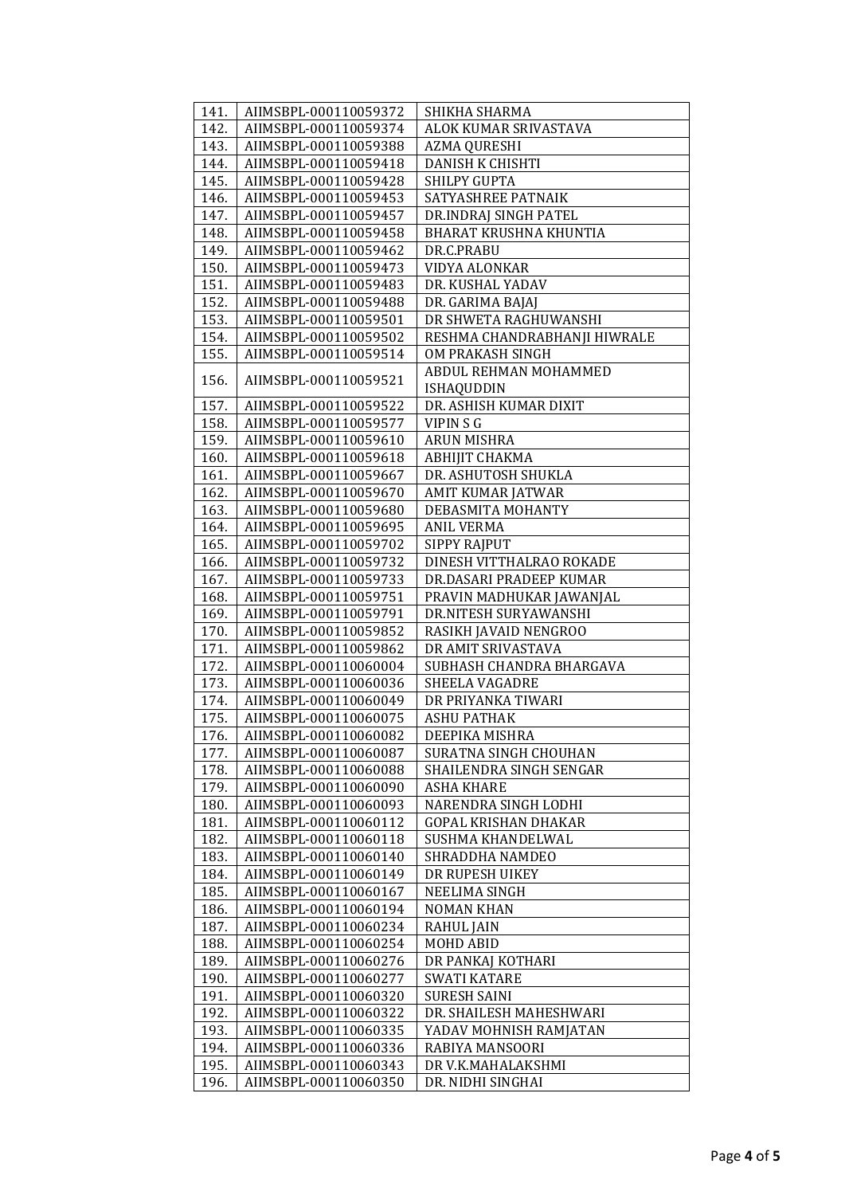| 141. | AIIMSBPL-000110059372 | SHIKHA SHARMA |
|---|---|---|
| 142. | AIIMSBPL-000110059374 | ALOK KUMAR SRIVASTAVA |
| 143. | AIIMSBPL-000110059388 | AZMA QURESHI |
| 144. | AIIMSBPL-000110059418 | DANISH K CHISHTI |
| 145. | AIIMSBPL-000110059428 | SHILPY GUPTA |
| 146. | AIIMSBPL-000110059453 | SATYASHREE PATNAIK |
| 147. | AIIMSBPL-000110059457 | DR.INDRAJ SINGH PATEL |
| 148. | AIIMSBPL-000110059458 | BHARAT KRUSHNA KHUNTIA |
| 149. | AIIMSBPL-000110059462 | DR.C.PRABU |
| 150. | AIIMSBPL-000110059473 | VIDYA ALONKAR |
| 151. | AIIMSBPL-000110059483 | DR. KUSHAL YADAV |
| 152. | AIIMSBPL-000110059488 | DR. GARIMA BAJAJ |
| 153. | AIIMSBPL-000110059501 | DR SHWETA RAGHUWANSHI |
| 154. | AIIMSBPL-000110059502 | RESHMA CHANDRABHANJI HIWRALE |
| 155. | AIIMSBPL-000110059514 | OM PRAKASH SINGH |
| 156. | AIIMSBPL-000110059521 | ABDUL REHMAN MOHAMMED ISHAQUDDIN |
| 157. | AIIMSBPL-000110059522 | DR. ASHISH KUMAR DIXIT |
| 158. | AIIMSBPL-000110059577 | VIPIN S G |
| 159. | AIIMSBPL-000110059610 | ARUN MISHRA |
| 160. | AIIMSBPL-000110059618 | ABHIJIT CHAKMA |
| 161. | AIIMSBPL-000110059667 | DR. ASHUTOSH SHUKLA |
| 162. | AIIMSBPL-000110059670 | AMIT KUMAR JATWAR |
| 163. | AIIMSBPL-000110059680 | DEBASMITA MOHANTY |
| 164. | AIIMSBPL-000110059695 | ANIL VERMA |
| 165. | AIIMSBPL-000110059702 | SIPPY RAJPUT |
| 166. | AIIMSBPL-000110059732 | DINESH VITTHALRAO ROKADE |
| 167. | AIIMSBPL-000110059733 | DR.DASARI PRADEEP KUMAR |
| 168. | AIIMSBPL-000110059751 | PRAVIN MADHUKAR JAWANJAL |
| 169. | AIIMSBPL-000110059791 | DR.NITESH SURYAWANSHI |
| 170. | AIIMSBPL-000110059852 | RASIKH JAVAID NENGROO |
| 171. | AIIMSBPL-000110059862 | DR AMIT SRIVASTAVA |
| 172. | AIIMSBPL-000110060004 | SUBHASH CHANDRA BHARGAVA |
| 173. | AIIMSBPL-000110060036 | SHEELA VAGADRE |
| 174. | AIIMSBPL-000110060049 | DR PRIYANKA TIWARI |
| 175. | AIIMSBPL-000110060075 | ASHU PATHAK |
| 176. | AIIMSBPL-000110060082 | DEEPIKA MISHRA |
| 177. | AIIMSBPL-000110060087 | SURATNA SINGH CHOUHAN |
| 178. | AIIMSBPL-000110060088 | SHAILENDRA SINGH SENGAR |
| 179. | AIIMSBPL-000110060090 | ASHA KHARE |
| 180. | AIIMSBPL-000110060093 | NARENDRA SINGH LODHI |
| 181. | AIIMSBPL-000110060112 | GOPAL KRISHAN DHAKAR |
| 182. | AIIMSBPL-000110060118 | SUSHMA KHANDELWAL |
| 183. | AIIMSBPL-000110060140 | SHRADDHA NAMDEO |
| 184. | AIIMSBPL-000110060149 | DR RUPESH UIKEY |
| 185. | AIIMSBPL-000110060167 | NEELIMA SINGH |
| 186. | AIIMSBPL-000110060194 | NOMAN KHAN |
| 187. | AIIMSBPL-000110060234 | RAHUL JAIN |
| 188. | AIIMSBPL-000110060254 | MOHD ABID |
| 189. | AIIMSBPL-000110060276 | DR PANKAJ KOTHARI |
| 190. | AIIMSBPL-000110060277 | SWATI KATARE |
| 191. | AIIMSBPL-000110060320 | SURESH SAINI |
| 192. | AIIMSBPL-000110060322 | DR. SHAILESH MAHESHWARI |
| 193. | AIIMSBPL-000110060335 | YADAV MOHNISH RAMJATAN |
| 194. | AIIMSBPL-000110060336 | RABIYA MANSOORI |
| 195. | AIIMSBPL-000110060343 | DR V.K.MAHALAKSHMI |
| 196. | AIIMSBPL-000110060350 | DR. NIDHI SINGHAI |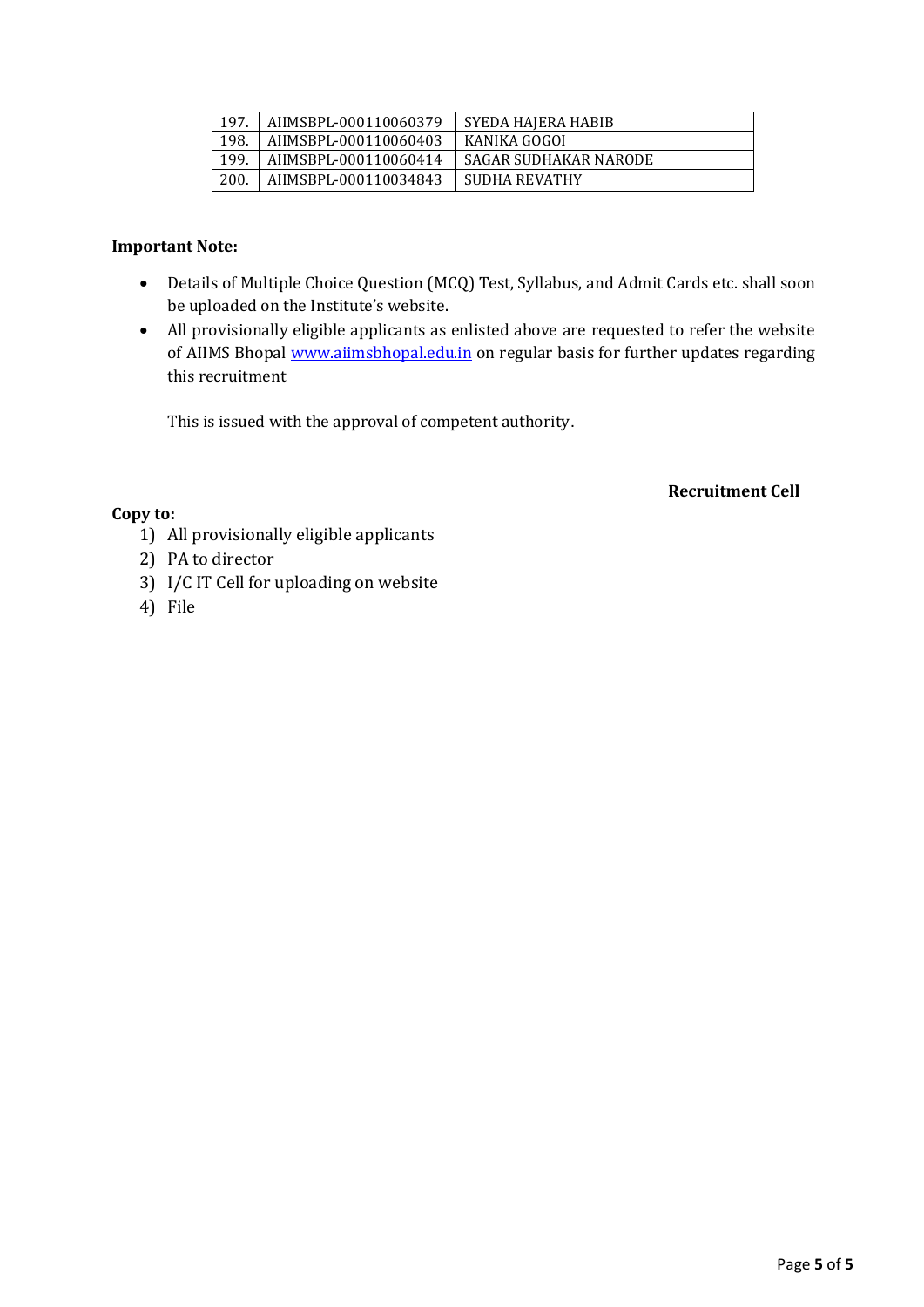| | | |
|---|---|---|
| 197. | AIIMSBPL-000110060379 | SYEDA HAJERA HABIB |
| 198. | AIIMSBPL-000110060403 | KANIKA GOGOI |
| 199. | AIIMSBPL-000110060414 | SAGAR SUDHAKAR NARODE |
| 200. | AIIMSBPL-000110034843 | SUDHA REVATHY |

**Important Note:**

- Details of Multiple Choice Question (MCQ) Test, Syllabus, and Admit Cards etc. shall soon be uploaded on the Institute's website.
- All provisionally eligible applicants as enlisted above are requested to refer the website of AIIMS Bhopal www.aiimsbhopal.edu.in on regular basis for further updates regarding this recruitment

This is issued with the approval of competent authority.

**Recruitment Cell**

**Copy to:**

1) All provisionally eligible applicants
2) PA to director
3) I/C IT Cell for uploading on website
4) File